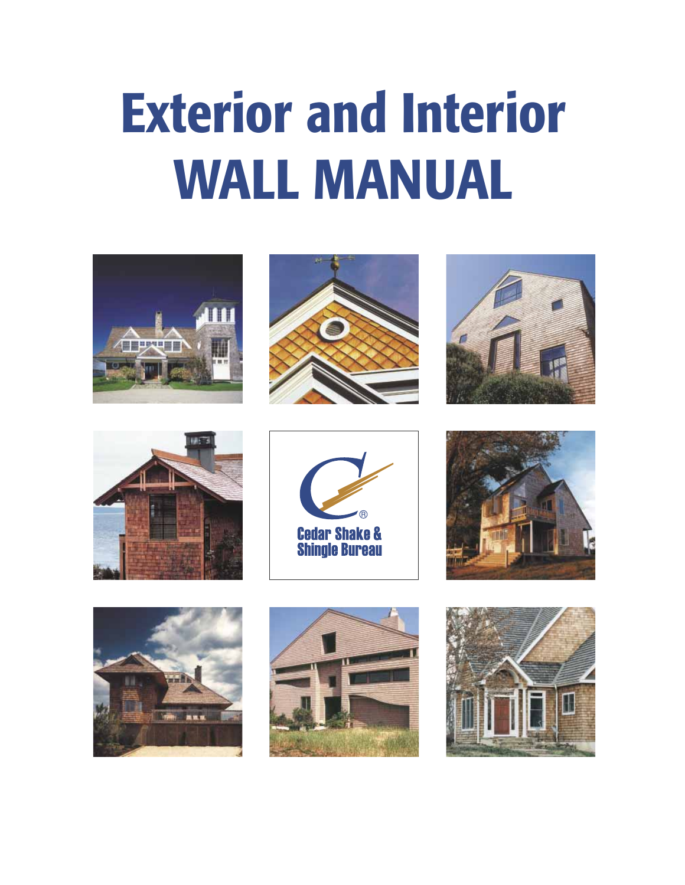# Exterior and Interior WALL MANUAL

Cedar Shake & Shingle Bureau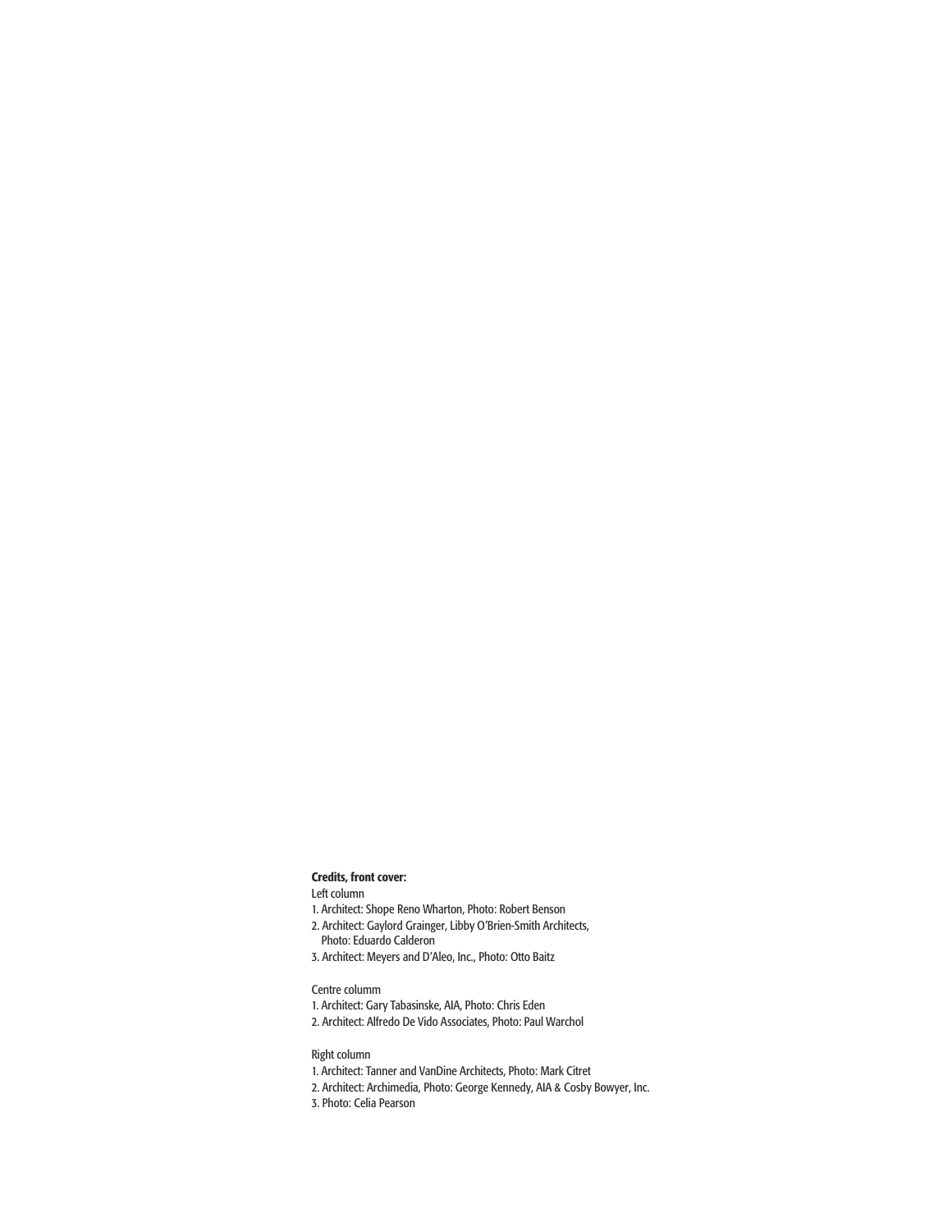**Credits, front cover:**

Left column

1. Architect: Shope Reno Wharton, Photo: Robert Benson
2. Architect: Gaylord Grainger, Libby O'Brien-Smith Architects, Photo: Eduardo Calderon
3. Architect: Meyers and D'Aleo, Inc., Photo: Otto Baitz

Centre columm

1. Architect: Gary Tabasinske, AIA, Photo: Chris Eden
2. Architect: Alfredo De Vido Associates, Photo: Paul Warchol

Right column

1. Architect: Tanner and VanDine Architects, Photo: Mark Citret
2. Architect: Archimedia, Photo: George Kennedy, AIA & Cosby Bowyer, Inc.
3. Photo: Celia Pearson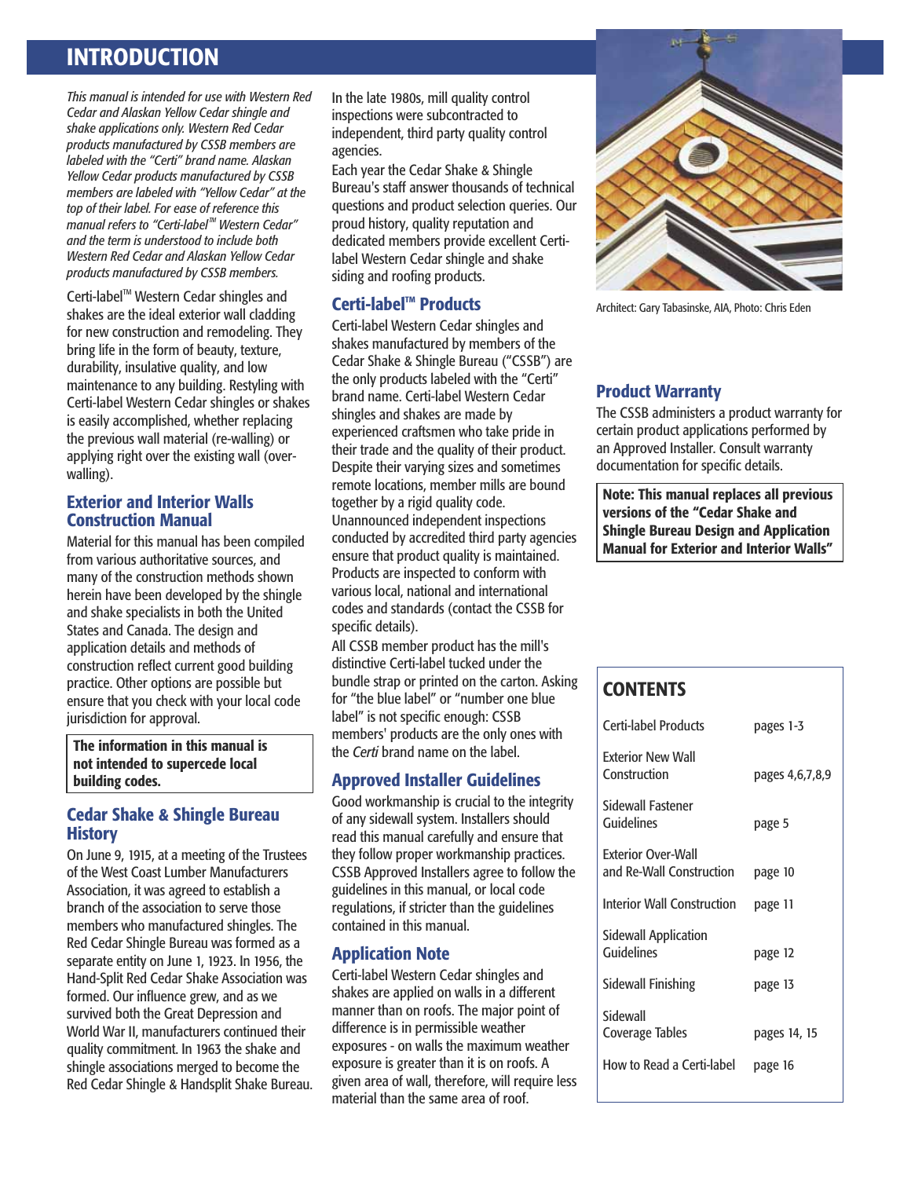# INTRODUCTION

*This manual is intended for use with Western Red Cedar and Alaskan Yellow Cedar shingle and shake applications only. Western Red Cedar products manufactured by CSSB members are labeled with the "Certi" brand name. Alaskan Yellow Cedar products manufactured by CSSB members are labeled with "Yellow Cedar" at the top of their label. For ease of reference this manual refers to "Certi-label™ Western Cedar" and the term is understood to include both Western Red Cedar and Alaskan Yellow Cedar products manufactured by CSSB members.*

Certi-label™ Western Cedar shingles and shakes are the ideal exterior wall cladding for new construction and remodeling. They bring life in the form of beauty, texture, durability, insulative quality, and low maintenance to any building. Restyling with Certi-label Western Cedar shingles or shakes is easily accomplished, whether replacing the previous wall material (re-walling) or applying right over the existing wall (over-walling).

## Exterior and Interior Walls Construction Manual

Material for this manual has been compiled from various authoritative sources, and many of the construction methods shown herein have been developed by the shingle and shake specialists in both the United States and Canada. The design and application details and methods of construction reflect current good building practice. Other options are possible but ensure that you check with your local code jurisdiction for approval.

**The information in this manual is not intended to supercede local building codes.**

## Cedar Shake & Shingle Bureau History

On June 9, 1915, at a meeting of the Trustees of the West Coast Lumber Manufacturers Association, it was agreed to establish a branch of the association to serve those members who manufactured shingles. The Red Cedar Shingle Bureau was formed as a separate entity on June 1, 1923. In 1956, the Hand-Split Red Cedar Shake Association was formed. Our influence grew, and as we survived both the Great Depression and World War II, manufacturers continued their quality commitment. In 1963 the shake and shingle associations merged to become the Red Cedar Shingle & Handsplit Shake Bureau.

In the late 1980s, mill quality control inspections were subcontracted to independent, third party quality control agencies.

Each year the Cedar Shake & Shingle Bureau's staff answer thousands of technical questions and product selection queries. Our proud history, quality reputation and dedicated members provide excellent Certi-label Western Cedar shingle and shake siding and roofing products.

## Certi-label™ Products

Certi-label Western Cedar shingles and shakes manufactured by members of the Cedar Shake & Shingle Bureau ("CSSB") are the only products labeled with the "Certi" brand name. Certi-label Western Cedar shingles and shakes are made by experienced craftsmen who take pride in their trade and the quality of their product. Despite their varying sizes and sometimes remote locations, member mills are bound together by a rigid quality code. Unannounced independent inspections conducted by accredited third party agencies ensure that product quality is maintained. Products are inspected to conform with various local, national and international codes and standards (contact the CSSB for specific details).

All CSSB member product has the mill's distinctive Certi-label tucked under the bundle strap or printed on the carton. Asking for "the blue label" or "number one blue label" is not specific enough: CSSB members' products are the only ones with the *Certi* brand name on the label.

## Approved Installer Guidelines

Good workmanship is crucial to the integrity of any sidewall system. Installers should read this manual carefully and ensure that they follow proper workmanship practices. CSSB Approved Installers agree to follow the guidelines in this manual, or local code regulations, if stricter than the guidelines contained in this manual.

## Application Note

Certi-label Western Cedar shingles and shakes are applied on walls in a different manner than on roofs. The major point of difference is in permissible weather exposures - on walls the maximum weather exposure is greater than it is on roofs. A given area of wall, therefore, will require less material than the same area of roof.

Architect: Gary Tabasinske, AIA, Photo: Chris Eden

## Product Warranty

The CSSB administers a product warranty for certain product applications performed by an Approved Installer. Consult warranty documentation for specific details.

**Note: This manual replaces all previous versions of the "Cedar Shake and Shingle Bureau Design and Application Manual for Exterior and Interior Walls"**

## CONTENTS

| | |
|---|---|
| Certi-label Products | pages 1-3 |
| Exterior New Wall Construction | pages 4,6,7,8,9 |
| Sidewall Fastener Guidelines | page 5 |
| Exterior Over-Wall and Re-Wall Construction | page 10 |
| Interior Wall Construction | page 11 |
| Sidewall Application Guidelines | page 12 |
| Sidewall Finishing | page 13 |
| Sidewall Coverage Tables | pages 14, 15 |
| How to Read a Certi-label | page 16 |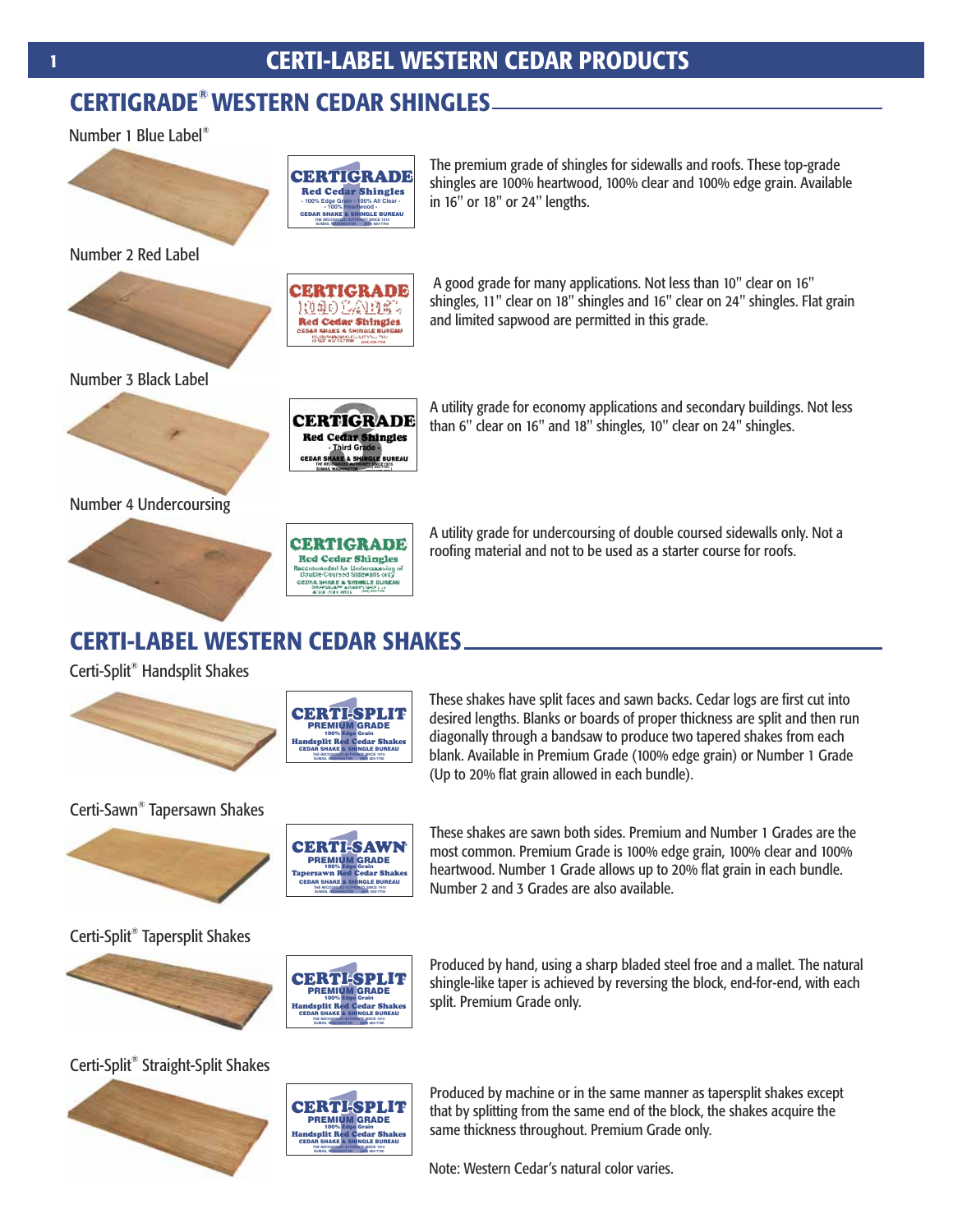# CERTI-LABEL WESTERN CEDAR PRODUCTS

## CERTIGRADE® WESTERN CEDAR SHINGLES

### Number 1 Blue Label®

The premium grade of shingles for sidewalls and roofs. These top-grade shingles are 100% heartwood, 100% clear and 100% edge grain. Available in 16" or 18" or 24" lengths.

### Number 2 Red Label

A good grade for many applications. Not less than 10" clear on 16" shingles, 11" clear on 18" shingles and 16" clear on 24" shingles. Flat grain and limited sapwood are permitted in this grade.

### Number 3 Black Label

A utility grade for economy applications and secondary buildings. Not less than 6" clear on 16" and 18" shingles, 10" clear on 24" shingles.

### Number 4 Undercoursing

A utility grade for undercoursing of double coursed sidewalls only. Not a roofing material and not to be used as a starter course for roofs.

## CERTI-LABEL WESTERN CEDAR SHAKES

### Certi-Split® Handsplit Shakes

These shakes have split faces and sawn backs. Cedar logs are first cut into desired lengths. Blanks or boards of proper thickness are split and then run diagonally through a bandsaw to produce two tapered shakes from each blank. Available in Premium Grade (100% edge grain) or Number 1 Grade (Up to 20% flat grain allowed in each bundle).

### Certi-Sawn® Tapersawn Shakes

These shakes are sawn both sides. Premium and Number 1 Grades are the most common. Premium Grade is 100% edge grain, 100% clear and 100% heartwood. Number 1 Grade allows up to 20% flat grain in each bundle. Number 2 and 3 Grades are also available.

### Certi-Split® Tapersplit Shakes

Produced by hand, using a sharp bladed steel froe and a mallet. The natural shingle-like taper is achieved by reversing the block, end-for-end, with each split. Premium Grade only.

### Certi-Split® Straight-Split Shakes

Produced by machine or in the same manner as tapersplit shakes except that by splitting from the same end of the block, the shakes acquire the same thickness throughout. Premium Grade only.

Note: Western Cedar's natural color varies.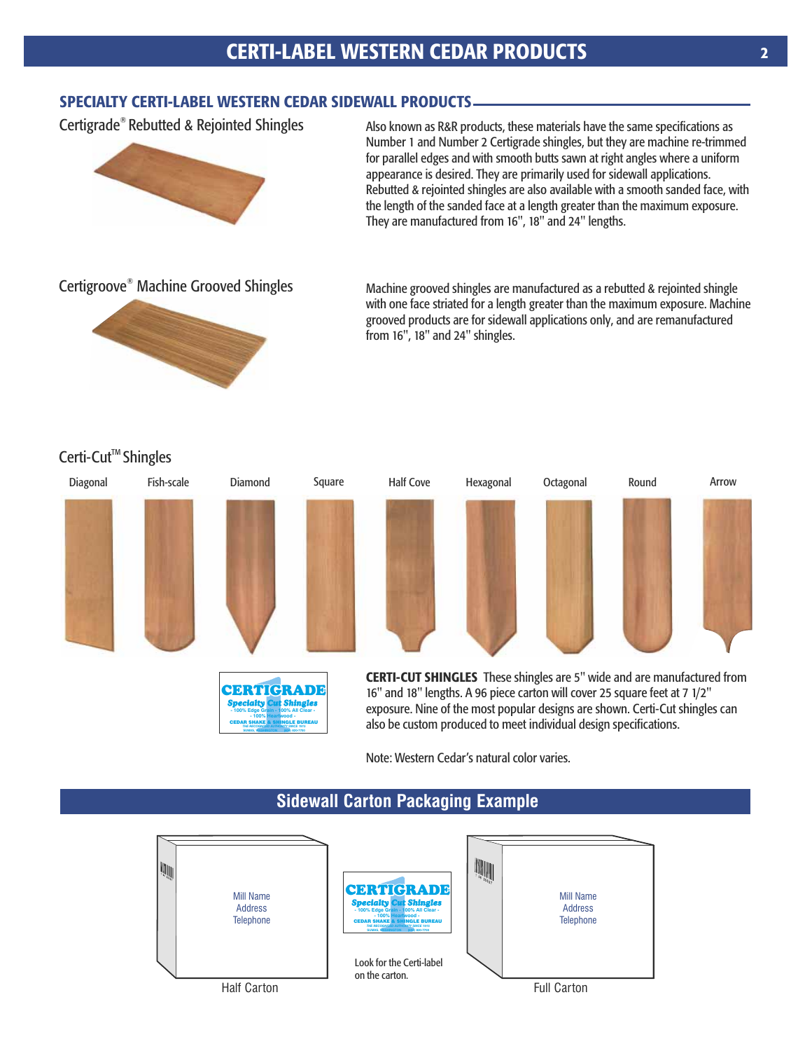# CERTI-LABEL WESTERN CEDAR PRODUCTS

## SPECIALTY CERTI-LABEL WESTERN CEDAR SIDEWALL PRODUCTS

### Certigrade® Rebutted & Rejointed Shingles

Also known as R&R products, these materials have the same specifications as Number 1 and Number 2 Certigrade shingles, but they are machine re-trimmed for parallel edges and with smooth butts sawn at right angles where a uniform appearance is desired. They are primarily used for sidewall applications. Rebutted & rejointed shingles are also available with a smooth sanded face, with the length of the sanded face at a length greater than the maximum exposure. They are manufactured from 16", 18" and 24" lengths.

### Certigroove® Machine Grooved Shingles

Machine grooved shingles are manufactured as a rebutted & rejointed shingle with one face striated for a length greater than the maximum exposure. Machine grooved products are for sidewall applications only, and are remanufactured from 16", 18" and 24" shingles.

### Certi-Cut™ Shingles

Diagonal | Fish-scale | Diamond | Square | Half Cove | Hexagonal | Octagonal | Round | Arrow

CERTIGRADE
Specialty Cut Shingles
- 100% Edge Grain - 100% All Clear -
- 100% Heartwood -
CEDAR SHAKE & SHINGLE BUREAU

**CERTI-CUT SHINGLES** These shingles are 5" wide and are manufactured from 16" and 18" lengths. A 96 piece carton will cover 25 square feet at 7 1/2" exposure. Nine of the most popular designs are shown. Certi-Cut shingles can also be custom produced to meet individual design specifications.

Note: Western Cedar's natural color varies.

## Sidewall Carton Packaging Example

Mill Name
Address
Telephone

Half Carton

CERTIGRADE
Specialty Cut Shingles
- 100% Edge Grain - 100% All Clear -
- 100% Heartwood -
CEDAR SHAKE & SHINGLE BUREAU

Look for the Certi-label on the carton.

Mill Name
Address
Telephone

Full Carton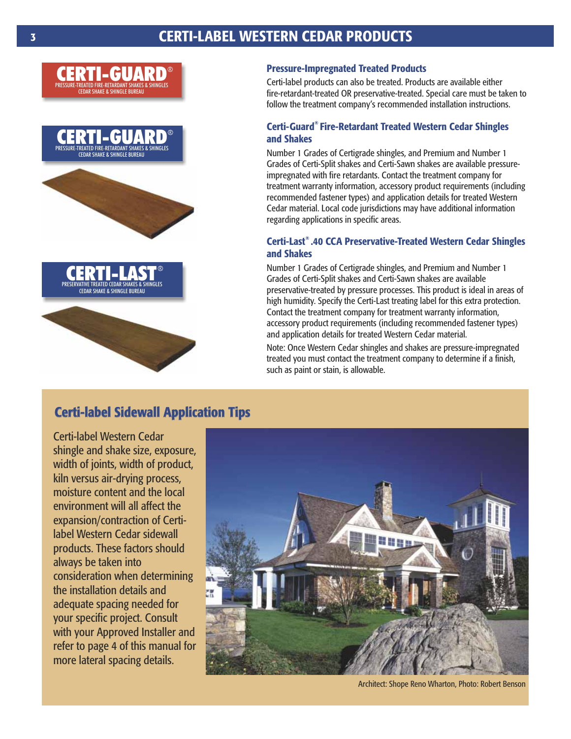# CERTI-LABEL WESTERN CEDAR PRODUCTS

CERTI-GUARD®
PRESSURE-TREATED FIRE-RETARDANT SHAKES & SHINGLES
CEDAR SHAKE & SHINGLE BUREAU

CERTI-GUARD®
PRESSURE-TREATED FIRE-RETARDANT SHAKES & SHINGLES
CEDAR SHAKE & SHINGLE BUREAU

CERTI-LAST®
PRESERVATIVE TREATED CEDAR SHAKES & SHINGLES
CEDAR SHAKE & SHINGLE BUREAU

## Pressure-Impregnated Treated Products

Certi-label products can also be treated. Products are available either fire-retardant-treated OR preservative-treated. Special care must be taken to follow the treatment company's recommended installation instructions.

## Certi-Guard® Fire-Retardant Treated Western Cedar Shingles and Shakes

Number 1 Grades of Certigrade shingles, and Premium and Number 1 Grades of Certi-Split shakes and Certi-Sawn shakes are available pressure-impregnated with fire retardants. Contact the treatment company for treatment warranty information, accessory product requirements (including recommended fastener types) and application details for treated Western Cedar material. Local code jurisdictions may have additional information regarding applications in specific areas.

## Certi-Last® .40 CCA Preservative-Treated Western Cedar Shingles and Shakes

Number 1 Grades of Certigrade shingles, and Premium and Number 1 Grades of Certi-Split shakes and Certi-Sawn shakes are available preservative-treated by pressure processes. This product is ideal in areas of high humidity. Specify the Certi-Last treating label for this extra protection. Contact the treatment company for treatment warranty information, accessory product requirements (including recommended fastener types) and application details for treated Western Cedar material.

Note: Once Western Cedar shingles and shakes are pressure-impregnated treated you must contact the treatment company to determine if a finish, such as paint or stain, is allowable.

## Certi-label Sidewall Application Tips

Certi-label Western Cedar shingle and shake size, exposure, width of joints, width of product, kiln versus air-drying process, moisture content and the local environment will all affect the expansion/contraction of Certi-label Western Cedar sidewall products. These factors should always be taken into consideration when determining the installation details and adequate spacing needed for your specific project. Consult with your Approved Installer and refer to page 4 of this manual for more lateral spacing details.

Architect: Shope Reno Wharton, Photo: Robert Benson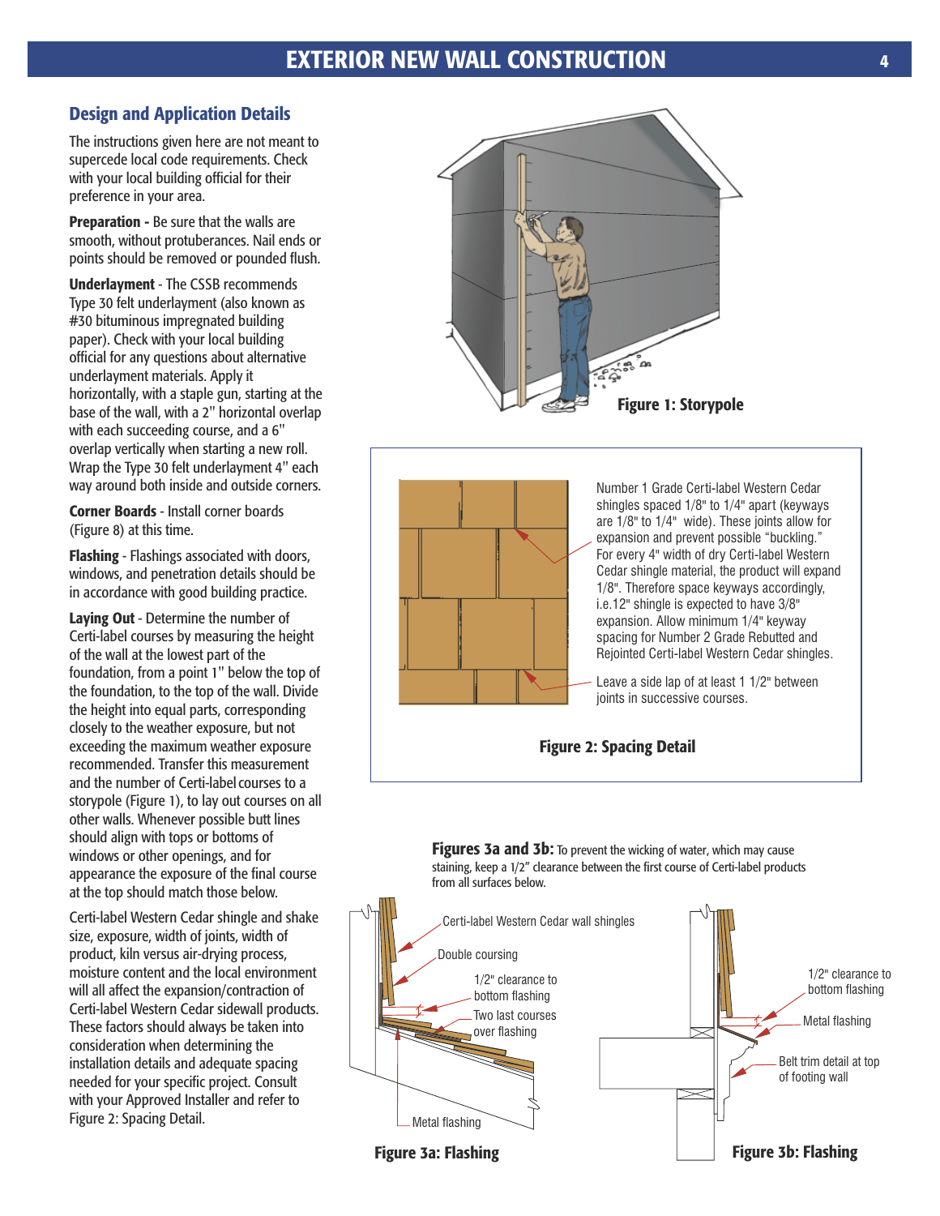# EXTERIOR NEW WALL CONSTRUCTION

## Design and Application Details

The instructions given here are not meant to supercede local code requirements. Check with your local building official for their preference in your area.

**Preparation -** Be sure that the walls are smooth, without protuberances. Nail ends or points should be removed or pounded flush.

**Underlayment** - The CSSB recommends Type 30 felt underlayment (also known as #30 bituminous impregnated building paper). Check with your local building official for any questions about alternative underlayment materials. Apply it horizontally, with a staple gun, starting at the base of the wall, with a 2" horizontal overlap with each succeeding course, and a 6" overlap vertically when starting a new roll. Wrap the Type 30 felt underlayment 4" each way around both inside and outside corners.

**Corner Boards** - Install corner boards (Figure 8) at this time.

**Flashing** - Flashings associated with doors, windows, and penetration details should be in accordance with good building practice.

**Laying Out** - Determine the number of Certi-label courses by measuring the height of the wall at the lowest part of the foundation, from a point 1" below the top of the foundation, to the top of the wall. Divide the height into equal parts, corresponding closely to the weather exposure, but not exceeding the maximum weather exposure recommended. Transfer this measurement and the number of Certi-label courses to a storypole (Figure 1), to lay out courses on all other walls. Whenever possible butt lines should align with tops or bottoms of windows or other openings, and for appearance the exposure of the final course at the top should match those below.

Certi-label Western Cedar shingle and shake size, exposure, width of joints, width of product, kiln versus air-drying process, moisture content and the local environment will all affect the expansion/contraction of Certi-label Western Cedar sidewall products. These factors should always be taken into consideration when determining the installation details and adequate spacing needed for your specific project. Consult with your Approved Installer and refer to Figure 2: Spacing Detail.

**Figure 1: Storypole**

Number 1 Grade Certi-label Western Cedar shingles spaced 1/8" to 1/4" apart (keyways are 1/8" to 1/4" wide). These joints allow for expansion and prevent possible "buckling." For every 4" width of dry Certi-label Western Cedar shingle material, the product will expand 1/8". Therefore space keyways accordingly, i.e.12" shingle is expected to have 3/8" expansion. Allow minimum 1/4" keyway spacing for Number 2 Grade Rebutted and Rejointed Certi-label Western Cedar shingles.

Leave a side lap of at least 1 1/2" between joints in successive courses.

**Figure 2: Spacing Detail**

**Figures 3a and 3b:** To prevent the wicking of water, which may cause staining, keep a 1/2" clearance between the first course of Certi-label products from all surfaces below.

Certi-label Western Cedar wall shingles

Double coursing

1/2" clearance to bottom flashing

Two last courses over flashing

Metal flashing

**Figure 3a: Flashing**

1/2" clearance to bottom flashing

Metal flashing

Belt trim detail at top of footing wall

**Figure 3b: Flashing**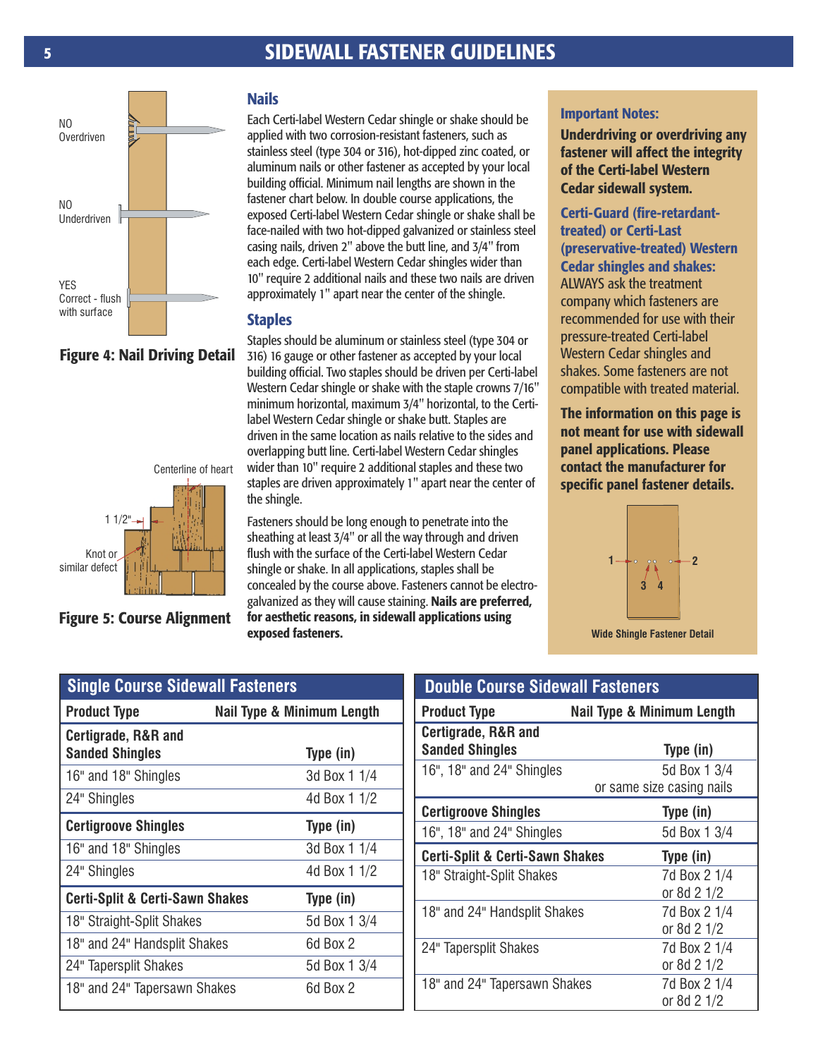# SIDEWALL FASTENER GUIDELINES

NO Overdriven

NO Underdriven

YES Correct - flush with surface

**Figure 4: Nail Driving Detail**

Centerline of heart

1 1/2"

Knot or similar defect

**Figure 5: Course Alignment**

## Nails

Each Certi-label Western Cedar shingle or shake should be applied with two corrosion-resistant fasteners, such as stainless steel (type 304 or 316), hot-dipped zinc coated, or aluminum nails or other fastener as accepted by your local building official. Minimum nail lengths are shown in the fastener chart below. In double course applications, the exposed Certi-label Western Cedar shingle or shake shall be face-nailed with two hot-dipped galvanized or stainless steel casing nails, driven 2" above the butt line, and 3/4" from each edge. Certi-label Western Cedar shingles wider than 10" require 2 additional nails and these two nails are driven approximately 1" apart near the center of the shingle.

## Staples

Staples should be aluminum or stainless steel (type 304 or 316) 16 gauge or other fastener as accepted by your local building official. Two staples should be driven per Certi-label Western Cedar shingle or shake with the staple crowns 7/16" minimum horizontal, maximum 3/4" horizontal, to the Certi-label Western Cedar shingle or shake butt. Staples are driven in the same location as nails relative to the sides and overlapping butt line. Certi-label Western Cedar shingles wider than 10" require 2 additional staples and these two staples are driven approximately 1" apart near the center of the shingle.

Fasteners should be long enough to penetrate into the sheathing at least 3/4" or all the way through and driven flush with the surface of the Certi-label Western Cedar shingle or shake. In all applications, staples shall be concealed by the course above. Fasteners cannot be electro-galvanized as they will cause staining. **Nails are preferred, for aesthetic reasons, in sidewall applications using exposed fasteners.**

### Important Notes:

**Underdriving or overdriving any fastener will affect the integrity of the Certi-label Western Cedar sidewall system.**

**Certi-Guard (fire-retardant-treated) or Certi-Last (preservative-treated) Western Cedar shingles and shakes:** ALWAYS ask the treatment company which fasteners are recommended for use with their pressure-treated Certi-label Western Cedar shingles and shakes. Some fasteners are not compatible with treated material.

**The information on this page is not meant for use with sidewall panel applications. Please contact the manufacturer for specific panel fastener details.**

1 2 3 4

**Wide Shingle Fastener Detail**

## Single Course Sidewall Fasteners

| Product Type | Nail Type & Minimum Length |
|---|---|
| **Certigrade, R&R and Sanded Shingles** | **Type (in)** |
| 16" and 18" Shingles | 3d Box 1 1/4 |
| 24" Shingles | 4d Box 1 1/2 |
| **Certigroove Shingles** | **Type (in)** |
| 16" and 18" Shingles | 3d Box 1 1/4 |
| 24" Shingles | 4d Box 1 1/2 |
| **Certi-Split & Certi-Sawn Shakes** | **Type (in)** |
| 18" Straight-Split Shakes | 5d Box 1 3/4 |
| 18" and 24" Handsplit Shakes | 6d Box 2 |
| 24" Tapersplit Shakes | 5d Box 1 3/4 |
| 18" and 24" Tapersawn Shakes | 6d Box 2 |

## Double Course Sidewall Fasteners

| Product Type | Nail Type & Minimum Length |
|---|---|
| **Certigrade, R&R and Sanded Shingles** | **Type (in)** |
| 16", 18" and 24" Shingles | 5d Box 1 3/4 or same size casing nails |
| **Certigroove Shingles** | **Type (in)** |
| 16", 18" and 24" Shingles | 5d Box 1 3/4 |
| **Certi-Split & Certi-Sawn Shakes** | **Type (in)** |
| 18" Straight-Split Shakes | 7d Box 2 1/4 or 8d 2 1/2 |
| 18" and 24" Handsplit Shakes | 7d Box 2 1/4 or 8d 2 1/2 |
| 24" Tapersplit Shakes | 7d Box 2 1/4 or 8d 2 1/2 |
| 18" and 24" Tapersawn Shakes | 7d Box 2 1/4 or 8d 2 1/2 |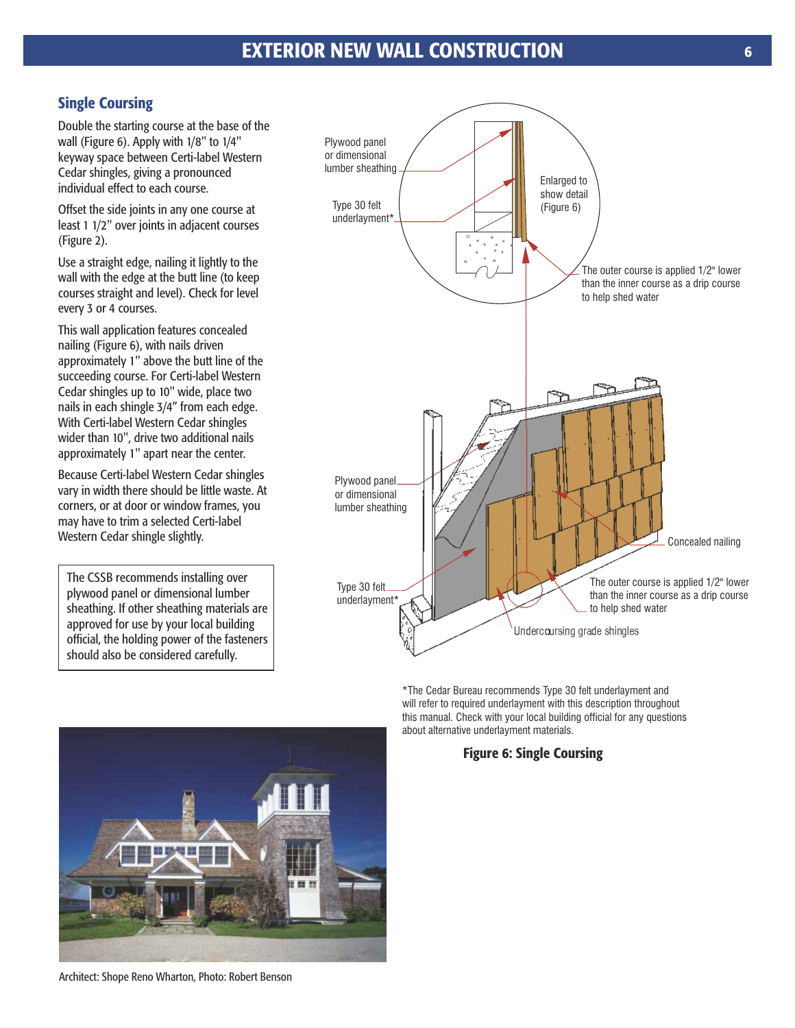# EXTERIOR NEW WALL CONSTRUCTION

## Single Coursing

Double the starting course at the base of the wall (Figure 6). Apply with 1/8" to 1/4" keyway space between Certi-label Western Cedar shingles, giving a pronounced individual effect to each course.

Offset the side joints in any one course at least 1 1/2" over joints in adjacent courses (Figure 2).

Use a straight edge, nailing it lightly to the wall with the edge at the butt line (to keep courses straight and level). Check for level every 3 or 4 courses.

This wall application features concealed nailing (Figure 6), with nails driven approximately 1" above the butt line of the succeeding course. For Certi-label Western Cedar shingles up to 10" wide, place two nails in each shingle 3/4" from each edge. With Certi-label Western Cedar shingles wider than 10", drive two additional nails approximately 1" apart near the center.

Because Certi-label Western Cedar shingles vary in width there should be little waste. At corners, or at door or window frames, you may have to trim a selected Certi-label Western Cedar shingle slightly.

> The CSSB recommends installing over plywood panel or dimensional lumber sheathing. If other sheathing materials are approved for use by your local building official, the holding power of the fasteners should also be considered carefully.

Plywood panel or dimensional lumber sheathing

Type 30 felt underlayment*

Enlarged to show detail (Figure 6)

The outer course is applied 1/2" lower than the inner course as a drip course to help shed water

Plywood panel or dimensional lumber sheathing

Type 30 felt underlayment*

Concealed nailing

The outer course is applied 1/2" lower than the inner course as a drip course to help shed water

Undercoursing grade shingles

*The Cedar Bureau recommends Type 30 felt underlayment and will refer to required underlayment with this description throughout this manual. Check with your local building official for any questions about alternative underlayment materials.

**Figure 6: Single Coursing**

Architect: Shope Reno Wharton, Photo: Robert Benson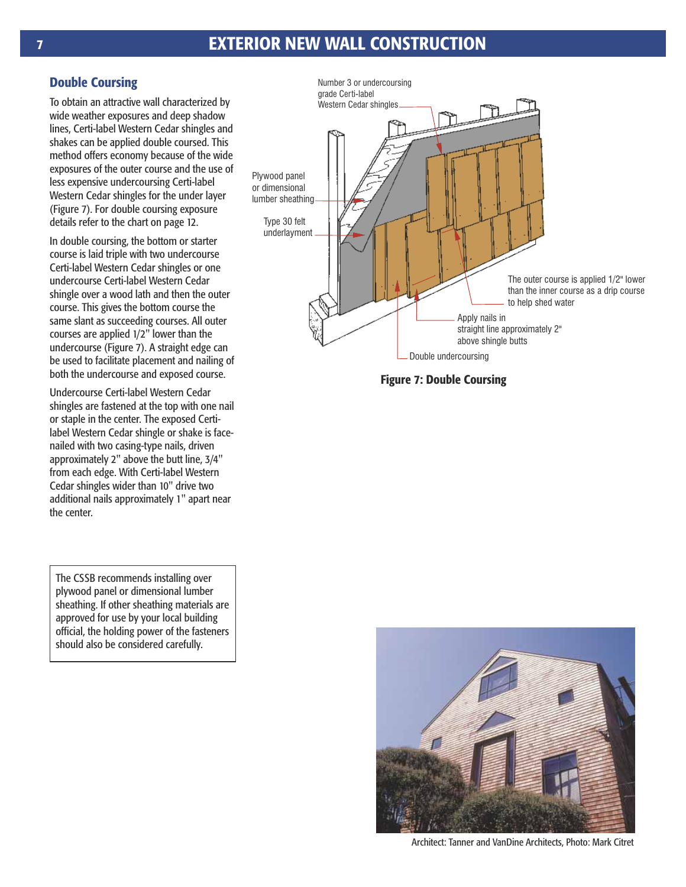# EXTERIOR NEW WALL CONSTRUCTION

## Double Coursing

To obtain an attractive wall characterized by wide weather exposures and deep shadow lines, Certi-label Western Cedar shingles and shakes can be applied double coursed. This method offers economy because of the wide exposures of the outer course and the use of less expensive undercoursing Certi-label Western Cedar shingles for the under layer (Figure 7). For double coursing exposure details refer to the chart on page 12.

In double coursing, the bottom or starter course is laid triple with two undercourse Certi-label Western Cedar shingles or one undercourse Certi-label Western Cedar shingle over a wood lath and then the outer course. This gives the bottom course the same slant as succeeding courses. All outer courses are applied 1/2" lower than the undercourse (Figure 7). A straight edge can be used to facilitate placement and nailing of both the undercourse and exposed course.

Undercourse Certi-label Western Cedar shingles are fastened at the top with one nail or staple in the center. The exposed Certi-label Western Cedar shingle or shake is face-nailed with two casing-type nails, driven approximately 2" above the butt line, 3/4" from each edge. With Certi-label Western Cedar shingles wider than 10" drive two additional nails approximately 1" apart near the center.

Number 3 or undercoursing grade Certi-label Western Cedar shingles

Plywood panel or dimensional lumber sheathing

Type 30 felt underlayment

The outer course is applied 1/2" lower than the inner course as a drip course to help shed water

Apply nails in straight line approximately 2" above shingle butts

Double undercoursing

**Figure 7: Double Coursing**

> The CSSB recommends installing over plywood panel or dimensional lumber sheathing. If other sheathing materials are approved for use by your local building official, the holding power of the fasteners should also be considered carefully.

Architect: Tanner and VanDine Architects, Photo: Mark Citret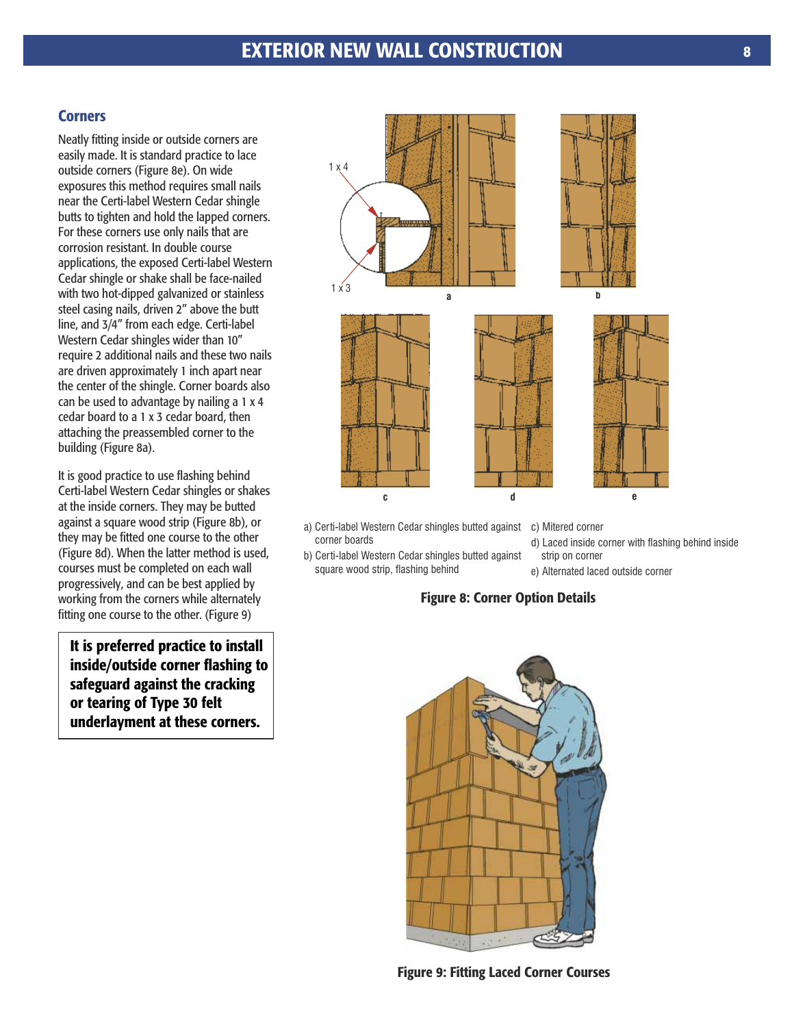## Corners

Neatly fitting inside or outside corners are easily made. It is standard practice to lace outside corners (Figure 8e). On wide exposures this method requires small nails near the Certi-label Western Cedar shingle butts to tighten and hold the lapped corners. For these corners use only nails that are corrosion resistant. In double course applications, the exposed Certi-label Western Cedar shingle or shake shall be face-nailed with two hot-dipped galvanized or stainless steel casing nails, driven 2" above the butt line, and 3/4" from each edge. Certi-label Western Cedar shingles wider than 10" require 2 additional nails and these two nails are driven approximately 1 inch apart near the center of the shingle. Corner boards also can be used to advantage by nailing a 1 x 4 cedar board to a 1 x 3 cedar board, then attaching the preassembled corner to the building (Figure 8a).

It is good practice to use flashing behind Certi-label Western Cedar shingles or shakes at the inside corners. They may be butted against a square wood strip (Figure 8b), or they may be fitted one course to the other (Figure 8d). When the latter method is used, courses must be completed on each wall progressively, and can be best applied by working from the corners while alternately fitting one course to the other. (Figure 9)

**It is preferred practice to install inside/outside corner flashing to safeguard against the cracking or tearing of Type 30 felt underlayment at these corners.**

a) Certi-label Western Cedar shingles butted against corner boards
b) Certi-label Western Cedar shingles butted against square wood strip, flashing behind
c) Mitered corner
d) Laced inside corner with flashing behind inside strip on corner
e) Alternated laced outside corner

**Figure 8: Corner Option Details**

**Figure 9: Fitting Laced Corner Courses**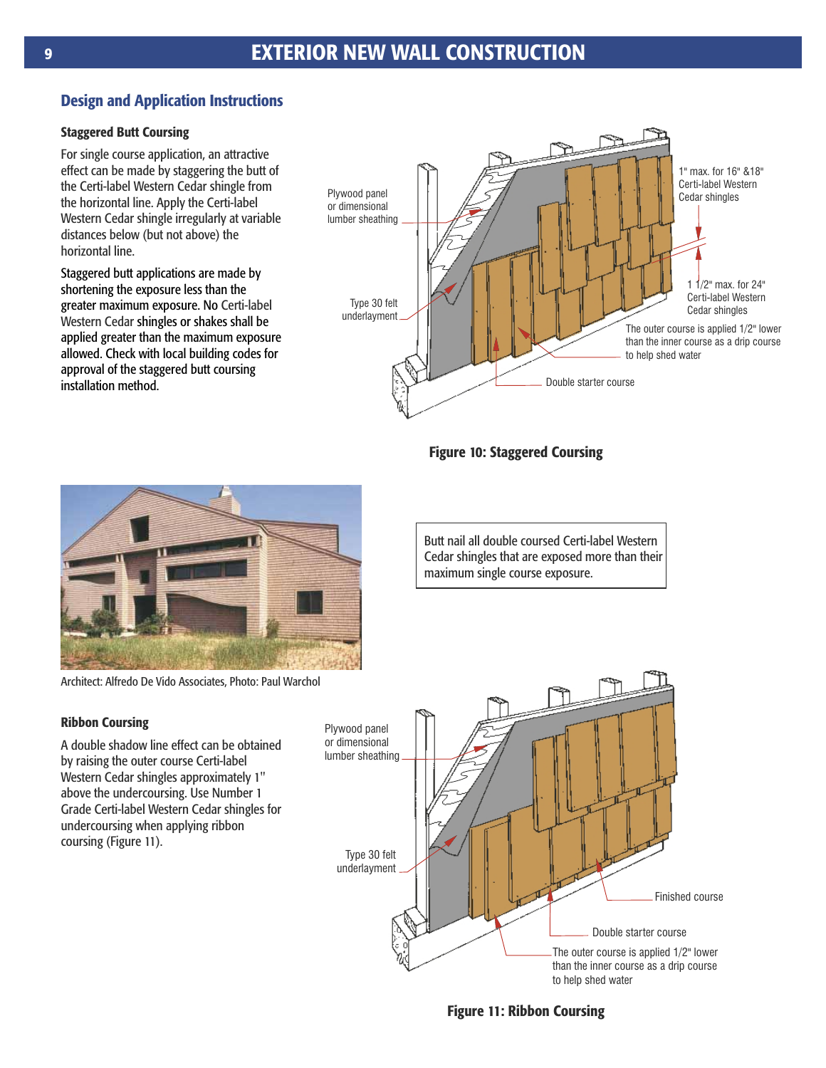# EXTERIOR NEW WALL CONSTRUCTION

## Design and Application Instructions

### Staggered Butt Coursing

For single course application, an attractive effect can be made by staggering the butt of the Certi-label Western Cedar shingle from the horizontal line. Apply the Certi-label Western Cedar shingle irregularly at variable distances below (but not above) the horizontal line.

Staggered butt applications are made by shortening the exposure less than the greater maximum exposure. No Certi-label Western Cedar shingles or shakes shall be applied greater than the maximum exposure allowed. Check with local building codes for approval of the staggered butt coursing installation method.

Plywood panel or dimensional lumber sheathing

Type 30 felt underlayment

1" max. for 16" &18" Certi-label Western Cedar shingles

1 1/2" max. for 24" Certi-label Western Cedar shingles

The outer course is applied 1/2" lower than the inner course as a drip course to help shed water

Double starter course

**Figure 10: Staggered Coursing**

Architect: Alfredo De Vido Associates, Photo: Paul Warchol

Butt nail all double coursed Certi-label Western Cedar shingles that are exposed more than their maximum single course exposure.

### Ribbon Coursing

A double shadow line effect can be obtained by raising the outer course Certi-label Western Cedar shingles approximately 1" above the undercoursing. Use Number 1 Grade Certi-label Western Cedar shingles for undercoursing when applying ribbon coursing (Figure 11).

Plywood panel or dimensional lumber sheathing

Type 30 felt underlayment

Finished course

Double starter course

The outer course is applied 1/2" lower than the inner course as a drip course to help shed water

**Figure 11: Ribbon Coursing**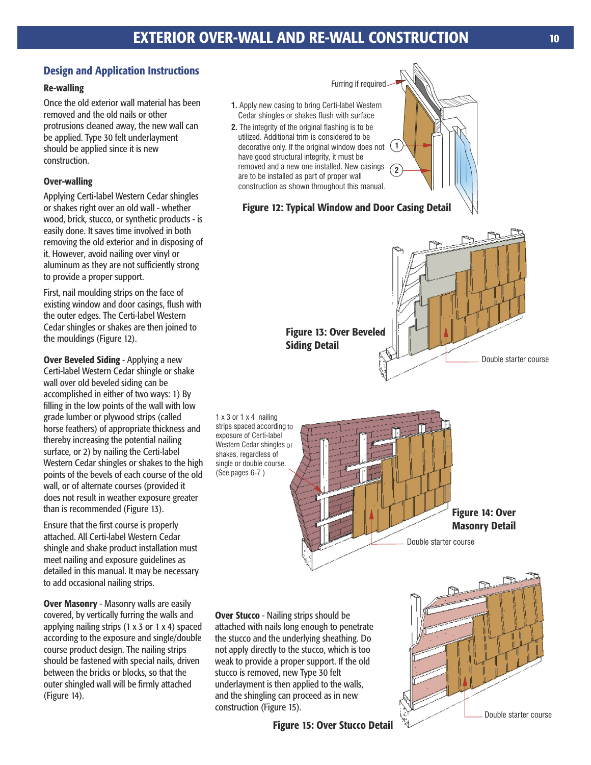# EXTERIOR OVER-WALL AND RE-WALL CONSTRUCTION

## Design and Application Instructions

### Re-walling

Once the old exterior wall material has been removed and the old nails or other protrusions cleaned away, the new wall can be applied. Type 30 felt underlayment should be applied since it is new construction.

### Over-walling

Applying Certi-label Western Cedar shingles or shakes right over an old wall - whether wood, brick, stucco, or synthetic products - is easily done. It saves time involved in both removing the old exterior and in disposing of it. However, avoid nailing over vinyl or aluminum as they are not sufficiently strong to provide a proper support.

First, nail moulding strips on the face of existing window and door casings, flush with the outer edges. The Certi-label Western Cedar shingles or shakes are then joined to the mouldings (Figure 12).

**Over Beveled Siding** - Applying a new Certi-label Western Cedar shingle or shake wall over old beveled siding can be accomplished in either of two ways: 1) By filling in the low points of the wall with low grade lumber or plywood strips (called horse feathers) of appropriate thickness and thereby increasing the potential nailing surface, or 2) by nailing the Certi-label Western Cedar shingles or shakes to the high points of the bevels of each course of the old wall, or of alternate courses (provided it does not result in weather exposure greater than is recommended (Figure 13).

Ensure that the first course is properly attached. All Certi-label Western Cedar shingle and shake product installation must meet nailing and exposure guidelines as detailed in this manual. It may be necessary to add occasional nailing strips.

**Over Masonry** - Masonry walls are easily covered, by vertically furring the walls and applying nailing strips (1 x 3 or 1 x 4) spaced according to the exposure and single/double course product design. The nailing strips should be fastened with special nails, driven between the bricks or blocks, so that the outer shingled wall will be firmly attached (Figure 14).

Furring if required

1. Apply new casing to bring Certi-label Western Cedar shingles or shakes flush with surface
2. The integrity of the original flashing is to be utilized. Additional trim is considered to be decorative only. If the original window does not have good structural integrity, it must be removed and a new one installed. New casings are to be installed as part of proper wall construction as shown throughout this manual.

**Figure 12: Typical Window and Door Casing Detail**

Double starter course

**Figure 13: Over Beveled Siding Detail**

1 x 3 or 1 x 4 nailing strips spaced according to exposure of Certi-label Western Cedar shingles or shakes, regardless of single or double course. (See pages 6-7 )

Double starter course

**Figure 14: Over Masonry Detail**

**Over Stucco** - Nailing strips should be attached with nails long enough to penetrate the stucco and the underlying sheathing. Do not apply directly to the stucco, which is too weak to provide a proper support. If the old stucco is removed, new Type 30 felt underlayment is then applied to the walls, and the shingling can proceed as in new construction (Figure 15).

Double starter course

**Figure 15: Over Stucco Detail**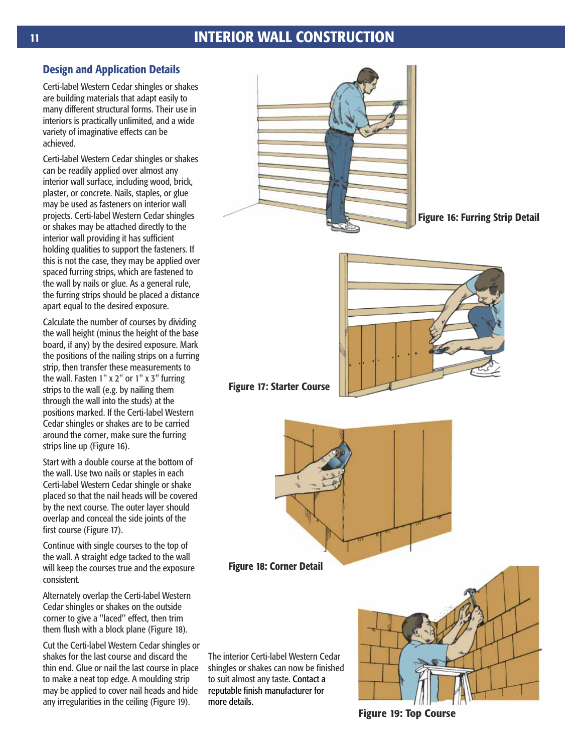# INTERIOR WALL CONSTRUCTION

## Design and Application Details

Certi-label Western Cedar shingles or shakes are building materials that adapt easily to many different structural forms. Their use in interiors is practically unlimited, and a wide variety of imaginative effects can be achieved.

Certi-label Western Cedar shingles or shakes can be readily applied over almost any interior wall surface, including wood, brick, plaster, or concrete. Nails, staples, or glue may be used as fasteners on interior wall projects. Certi-label Western Cedar shingles or shakes may be attached directly to the interior wall providing it has sufficient holding qualities to support the fasteners. If this is not the case, they may be applied over spaced furring strips, which are fastened to the wall by nails or glue. As a general rule, the furring strips should be placed a distance apart equal to the desired exposure.

Calculate the number of courses by dividing the wall height (minus the height of the base board, if any) by the desired exposure. Mark the positions of the nailing strips on a furring strip, then transfer these measurements to the wall. Fasten 1" x 2" or 1" x 3" furring strips to the wall (e.g. by nailing them through the wall into the studs) at the positions marked. If the Certi-label Western Cedar shingles or shakes are to be carried around the corner, make sure the furring strips line up (Figure 16).

Start with a double course at the bottom of the wall. Use two nails or staples in each Certi-label Western Cedar shingle or shake placed so that the nail heads will be covered by the next course. The outer layer should overlap and conceal the side joints of the first course (Figure 17).

Continue with single courses to the top of the wall. A straight edge tacked to the wall will keep the courses true and the exposure consistent.

Alternately overlap the Certi-label Western Cedar shingles or shakes on the outside corner to give a "laced" effect, then trim them flush with a block plane (Figure 18).

Cut the Certi-label Western Cedar shingles or shakes for the last course and discard the thin end. Glue or nail the last course in place to make a neat top edge. A moulding strip may be applied to cover nail heads and hide any irregularities in the ceiling (Figure 19).

The interior Certi-label Western Cedar shingles or shakes can now be finished to suit almost any taste. Contact a reputable finish manufacturer for more details.

**Figure 16: Furring Strip Detail**

**Figure 17: Starter Course**

**Figure 18: Corner Detail**

**Figure 19: Top Course**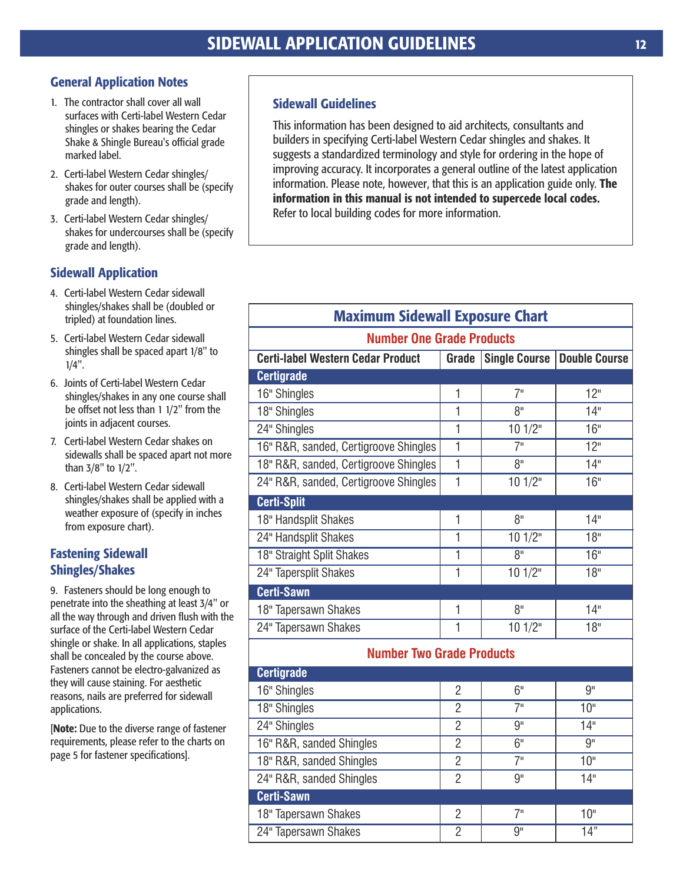# SIDEWALL APPLICATION GUIDELINES

## General Application Notes

1. The contractor shall cover all wall surfaces with Certi-label Western Cedar shingles or shakes bearing the Cedar Shake & Shingle Bureau's official grade marked label.
2. Certi-label Western Cedar shingles/ shakes for outer courses shall be (specify grade and length).
3. Certi-label Western Cedar shingles/ shakes for undercourses shall be (specify grade and length).

## Sidewall Application

4. Certi-label Western Cedar sidewall shingles/shakes shall be (doubled or tripled) at foundation lines.
5. Certi-label Western Cedar sidewall shingles shall be spaced apart 1/8" to 1/4".
6. Joints of Certi-label Western Cedar shingles/shakes in any one course shall be offset not less than 1 1/2" from the joints in adjacent courses.
7. Certi-label Western Cedar shakes on sidewalls shall be spaced apart not more than 3/8" to 1/2".
8. Certi-label Western Cedar sidewall shingles/shakes shall be applied with a weather exposure of (specify in inches from exposure chart).

## Fastening Sidewall Shingles/Shakes

9. Fasteners should be long enough to penetrate into the sheathing at least 3/4" or all the way through and driven flush with the surface of the Certi-label Western Cedar shingle or shake. In all applications, staples shall be concealed by the course above. Fasteners cannot be electro-galvanized as they will cause staining. For aesthetic reasons, nails are preferred for sidewall applications.

[**Note:** Due to the diverse range of fastener requirements, please refer to the charts on page 5 for fastener specifications].

## Sidewall Guidelines

This information has been designed to aid architects, consultants and builders in specifying Certi-label Western Cedar shingles and shakes. It suggests a standardized terminology and style for ordering in the hope of improving accuracy. It incorporates a general outline of the latest application information. Please note, however, that this is an application guide only. **The information in this manual is not intended to supercede local codes.** Refer to local building codes for more information.

## Maximum Sidewall Exposure Chart

### Number One Grade Products

| Certi-label Western Cedar Product | Grade | Single Course | Double Course |
|---|---|---|---|
| **Certigrade** | | | |
| 16" Shingles | 1 | 7" | 12" |
| 18" Shingles | 1 | 8" | 14" |
| 24" Shingles | 1 | 10 1/2" | 16" |
| 16" R&R, sanded, Certigroove Shingles | 1 | 7" | 12" |
| 18" R&R, sanded, Certigroove Shingles | 1 | 8" | 14" |
| 24" R&R, sanded, Certigroove Shingles | 1 | 10 1/2" | 16" |
| **Certi-Split** | | | |
| 18" Handsplit Shakes | 1 | 8" | 14" |
| 24" Handsplit Shakes | 1 | 10 1/2" | 18" |
| 18" Straight Split Shakes | 1 | 8" | 16" |
| 24" Tapersplit Shakes | 1 | 10 1/2" | 18" |
| **Certi-Sawn** | | | |
| 18" Tapersawn Shakes | 1 | 8" | 14" |
| 24" Tapersawn Shakes | 1 | 10 1/2" | 18" |

### Number Two Grade Products

| Certi-label Western Cedar Product | Grade | Single Course | Double Course |
|---|---|---|---|
| **Certigrade** | | | |
| 16" Shingles | 2 | 6" | 9" |
| 18" Shingles | 2 | 7" | 10" |
| 24" Shingles | 2 | 9" | 14" |
| 16" R&R, sanded Shingles | 2 | 6" | 9" |
| 18" R&R, sanded Shingles | 2 | 7" | 10" |
| 24" R&R, sanded Shingles | 2 | 9" | 14" |
| **Certi-Sawn** | | | |
| 18" Tapersawn Shakes | 2 | 7" | 10" |
| 24" Tapersawn Shakes | 2 | 9" | 14" |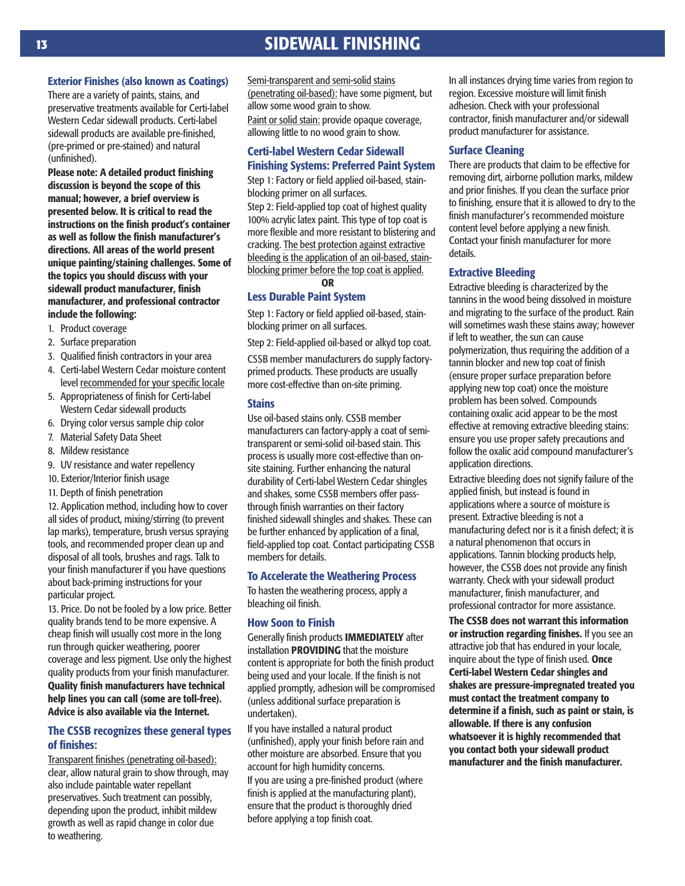# SIDEWALL FINISHING

### Exterior Finishes (also known as Coatings)

There are a variety of paints, stains, and preservative treatments available for Certi-label Western Cedar sidewall products. Certi-label sidewall products are available pre-finished, (pre-primed or pre-stained) and natural (unfinished).

**Please note: A detailed product finishing discussion is beyond the scope of this manual; however, a brief overview is presented below. It is critical to read the instructions on the finish product's container as well as follow the finish manufacturer's directions. All areas of the world present unique painting/staining challenges. Some of the topics you should discuss with your sidewall product manufacturer, finish manufacturer, and professional contractor include the following:**

1. Product coverage
2. Surface preparation
3. Qualified finish contractors in your area
4. Certi-label Western Cedar moisture content level recommended for your specific locale
5. Appropriateness of finish for Certi-label Western Cedar sidewall products
6. Drying color versus sample chip color
7. Material Safety Data Sheet
8. Mildew resistance
9. UV resistance and water repellency
10. Exterior/Interior finish usage
11. Depth of finish penetration
12. Application method, including how to cover all sides of product, mixing/stirring (to prevent lap marks), temperature, brush versus spraying tools, and recommended proper clean up and disposal of all tools, brushes and rags. Talk to your finish manufacturer if you have questions about back-priming instructions for your particular project.
13. Price. Do not be fooled by a low price. Better quality brands tend to be more expensive. A cheap finish will usually cost more in the long run through quicker weathering, poorer coverage and less pigment. Use only the highest quality products from your finish manufacturer. **Quality finish manufacturers have technical help lines you can call (some are toll-free). Advice is also available via the Internet.**

### The CSSB recognizes these general types of finishes:

Transparent finishes (penetrating oil-based): clear, allow natural grain to show through, may also include paintable water repellant preservatives. Such treatment can possibly, depending upon the product, inhibit mildew growth as well as rapid change in color due to weathering.

Semi-transparent and semi-solid stains (penetrating oil-based): have some pigment, but allow some wood grain to show.

Paint or solid stain: provide opaque coverage, allowing little to no wood grain to show.

### Certi-label Western Cedar Sidewall Finishing Systems: Preferred Paint System

Step 1: Factory or field applied oil-based, stain-blocking primer on all surfaces.

Step 2: Field-applied top coat of highest quality 100% acrylic latex paint. This type of top coat is more flexible and more resistant to blistering and cracking. The best protection against extractive bleeding is the application of an oil-based, stain-blocking primer before the top coat is applied.

**OR**

### Less Durable Paint System

Step 1: Factory or field applied oil-based, stain-blocking primer on all surfaces.

Step 2: Field-applied oil-based or alkyd top coat.

CSSB member manufacturers do supply factory-primed products. These products are usually more cost-effective than on-site priming.

### Stains

Use oil-based stains only. CSSB member manufacturers can factory-apply a coat of semi-transparent or semi-solid oil-based stain. This process is usually more cost-effective than on-site staining. Further enhancing the natural durability of Certi-label Western Cedar shingles and shakes, some CSSB members offer pass-through finish warranties on their factory finished sidewall shingles and shakes. These can be further enhanced by application of a final, field-applied top coat. Contact participating CSSB members for details.

### To Accelerate the Weathering Process

To hasten the weathering process, apply a bleaching oil finish.

### How Soon to Finish

Generally finish products **IMMEDIATELY** after installation **PROVIDING** that the moisture content is appropriate for both the finish product being used and your locale. If the finish is not applied promptly, adhesion will be compromised (unless additional surface preparation is undertaken).

If you have installed a natural product (unfinished), apply your finish before rain and other moisture are absorbed. Ensure that you account for high humidity concerns.

If you are using a pre-finished product (where finish is applied at the manufacturing plant), ensure that the product is thoroughly dried before applying a top finish coat.

In all instances drying time varies from region to region. Excessive moisture will limit finish adhesion. Check with your professional contractor, finish manufacturer and/or sidewall product manufacturer for assistance.

### Surface Cleaning

There are products that claim to be effective for removing dirt, airborne pollution marks, mildew and prior finishes. If you clean the surface prior to finishing, ensure that it is allowed to dry to the finish manufacturer's recommended moisture content level before applying a new finish. Contact your finish manufacturer for more details.

### Extractive Bleeding

Extractive bleeding is characterized by the tannins in the wood being dissolved in moisture and migrating to the surface of the product. Rain will sometimes wash these stains away; however if left to weather, the sun can cause polymerization, thus requiring the addition of a tannin blocker and new top coat of finish (ensure proper surface preparation before applying new top coat) once the moisture problem has been solved. Compounds containing oxalic acid appear to be the most effective at removing extractive bleeding stains: ensure you use proper safety precautions and follow the oxalic acid compound manufacturer's application directions.

Extractive bleeding does not signify failure of the applied finish, but instead is found in applications where a source of moisture is present. Extractive bleeding is not a manufacturing defect nor is it a finish defect; it is a natural phenomenon that occurs in applications. Tannin blocking products help, however, the CSSB does not provide any finish warranty. Check with your sidewall product manufacturer, finish manufacturer, and professional contractor for more assistance.

**The CSSB does not warrant this information or instruction regarding finishes.** If you see an attractive job that has endured in your locale, inquire about the type of finish used. **Once Certi-label Western Cedar shingles and shakes are pressure-impregnated treated you must contact the treatment company to determine if a finish, such as paint or stain, is allowable. If there is any confusion whatsoever it is highly recommended that you contact both your sidewall product manufacturer and the finish manufacturer.**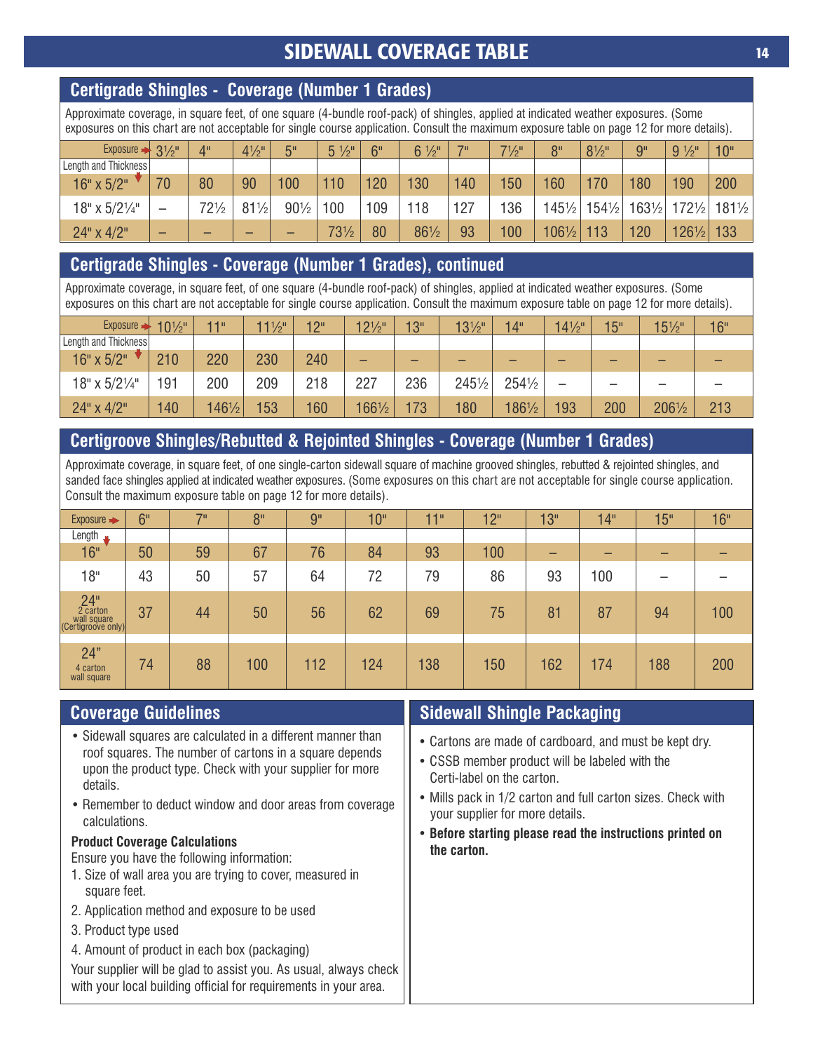# SIDEWALL COVERAGE TABLE

## Certigrade Shingles - Coverage (Number 1 Grades)

Approximate coverage, in square feet, of one square (4-bundle roof-pack) of shingles, applied at indicated weather exposures. (Some exposures on this chart are not acceptable for single course application. Consult the maximum exposure table on page 12 for more details).

| Exposure → / Length and Thickness ↓ | 3½" | 4" | 4½" | 5" | 5 ½" | 6" | 6 ½" | 7" | 7½" | 8" | 8½" | 9" | 9 ½" | 10" |
|---|---|---|---|---|---|---|---|---|---|---|---|---|---|---|
| 16" x 5/2" | 70 | 80 | 90 | 100 | 110 | 120 | 130 | 140 | 150 | 160 | 170 | 180 | 190 | 200 |
| 18" x 5/2¼" | – | 72½ | 81½ | 90½ | 100 | 109 | 118 | 127 | 136 | 145½ | 154½ | 163½ | 172½ | 181½ |
| 24" x 4/2" | – | – | – | – | 73½ | 80 | 86½ | 93 | 100 | 106½ | 113 | 120 | 126½ | 133 |

## Certigrade Shingles - Coverage (Number 1 Grades), continued

Approximate coverage, in square feet, of one square (4-bundle roof-pack) of shingles, applied at indicated weather exposures. (Some exposures on this chart are not acceptable for single course application. Consult the maximum exposure table on page 12 for more details).

| Exposure → / Length and Thickness ↓ | 10½" | 11" | 11½" | 12" | 12½" | 13" | 13½" | 14" | 14½" | 15" | 15½" | 16" |
|---|---|---|---|---|---|---|---|---|---|---|---|---|
| 16" x 5/2" | 210 | 220 | 230 | 240 | – | – | – | – | – | – | – | – |
| 18" x 5/2¼" | 191 | 200 | 209 | 218 | 227 | 236 | 245½ | 254½ | – | – | – | – |
| 24" x 4/2" | 140 | 146½ | 153 | 160 | 166½ | 173 | 180 | 186½ | 193 | 200 | 206½ | 213 |

## Certigroove Shingles/Rebutted & Rejointed Shingles - Coverage (Number 1 Grades)

Approximate coverage, in square feet, of one single-carton sidewall square of machine grooved shingles, rebutted & rejointed shingles, and sanded face shingles applied at indicated weather exposures. (Some exposures on this chart are not acceptable for single course application. Consult the maximum exposure table on page 12 for more details).

| Exposure → / Length ↓ | 6" | 7" | 8" | 9" | 10" | 11" | 12" | 13" | 14" | 15" | 16" |
|---|---|---|---|---|---|---|---|---|---|---|---|
| 16" | 50 | 59 | 67 | 76 | 84 | 93 | 100 | – | – | – | – |
| 18" | 43 | 50 | 57 | 64 | 72 | 79 | 86 | 93 | 100 | – | – |
| 24" 2 carton wall square (Certigroove only) | 37 | 44 | 50 | 56 | 62 | 69 | 75 | 81 | 87 | 94 | 100 |
| 24" 4 carton wall square | 74 | 88 | 100 | 112 | 124 | 138 | 150 | 162 | 174 | 188 | 200 |

## Coverage Guidelines

- Sidewall squares are calculated in a different manner than roof squares. The number of cartons in a square depends upon the product type. Check with your supplier for more details.
- Remember to deduct window and door areas from coverage calculations.

**Product Coverage Calculations**

Ensure you have the following information:

1. Size of wall area you are trying to cover, measured in square feet.
2. Application method and exposure to be used
3. Product type used
4. Amount of product in each box (packaging)

Your supplier will be glad to assist you. As usual, always check with your local building official for requirements in your area.

## Sidewall Shingle Packaging

- Cartons are made of cardboard, and must be kept dry.
- CSSB member product will be labeled with the Certi-label on the carton.
- Mills pack in 1/2 carton and full carton sizes. Check with your supplier for more details.
- **Before starting please read the instructions printed on the carton.**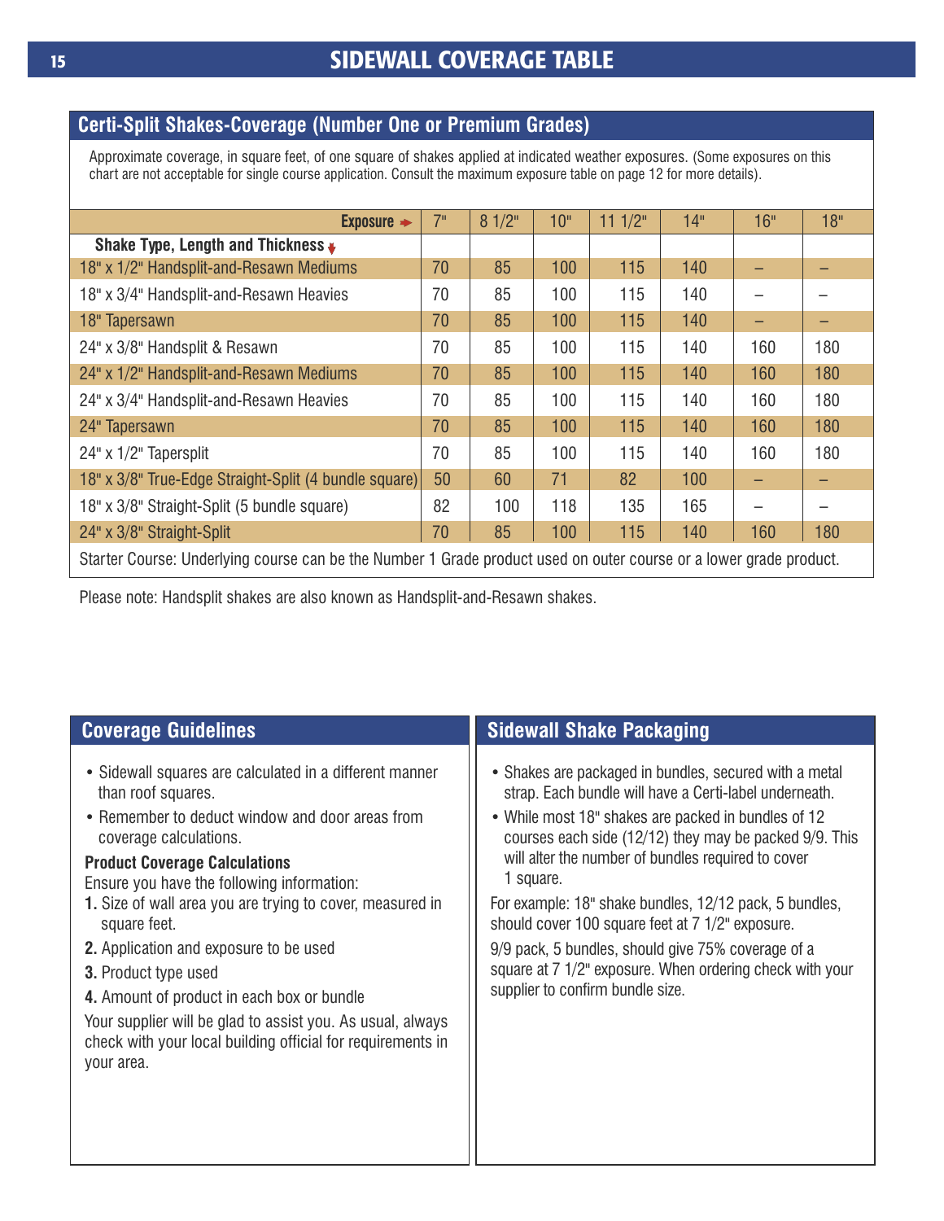# SIDEWALL COVERAGE TABLE

## Certi-Split Shakes-Coverage (Number One or Premium Grades)

Approximate coverage, in square feet, of one square of shakes applied at indicated weather exposures. (Some exposures on this chart are not acceptable for single course application. Consult the maximum exposure table on page 12 for more details).

| Exposure → | 7" | 8 1/2" | 10" | 11 1/2" | 14" | 16" | 18" |
|---|---|---|---|---|---|---|---|
| **Shake Type, Length and Thickness ↓** | | | | | | | |
| 18" x 1/2" Handsplit-and-Resawn Mediums | 70 | 85 | 100 | 115 | 140 | – | – |
| 18" x 3/4" Handsplit-and-Resawn Heavies | 70 | 85 | 100 | 115 | 140 | – | – |
| 18" Tapersawn | 70 | 85 | 100 | 115 | 140 | – | – |
| 24" x 3/8" Handsplit & Resawn | 70 | 85 | 100 | 115 | 140 | 160 | 180 |
| 24" x 1/2" Handsplit-and-Resawn Mediums | 70 | 85 | 100 | 115 | 140 | 160 | 180 |
| 24" x 3/4" Handsplit-and-Resawn Heavies | 70 | 85 | 100 | 115 | 140 | 160 | 180 |
| 24" Tapersawn | 70 | 85 | 100 | 115 | 140 | 160 | 180 |
| 24" x 1/2" Tapersplit | 70 | 85 | 100 | 115 | 140 | 160 | 180 |
| 18" x 3/8" True-Edge Straight-Split (4 bundle square) | 50 | 60 | 71 | 82 | 100 | – | – |
| 18" x 3/8" Straight-Split (5 bundle square) | 82 | 100 | 118 | 135 | 165 | – | – |
| 24" x 3/8" Straight-Split | 70 | 85 | 100 | 115 | 140 | 160 | 180 |

Starter Course: Underlying course can be the Number 1 Grade product used on outer course or a lower grade product.

Please note: Handsplit shakes are also known as Handsplit-and-Resawn shakes.

## Coverage Guidelines

- Sidewall squares are calculated in a different manner than roof squares.
- Remember to deduct window and door areas from coverage calculations.

**Product Coverage Calculations**

Ensure you have the following information:

1. Size of wall area you are trying to cover, measured in square feet.
2. Application and exposure to be used
3. Product type used
4. Amount of product in each box or bundle

Your supplier will be glad to assist you. As usual, always check with your local building official for requirements in your area.

## Sidewall Shake Packaging

- Shakes are packaged in bundles, secured with a metal strap. Each bundle will have a Certi-label underneath.
- While most 18" shakes are packed in bundles of 12 courses each side (12/12) they may be packed 9/9. This will alter the number of bundles required to cover 1 square.

For example: 18" shake bundles, 12/12 pack, 5 bundles, should cover 100 square feet at 7 1/2" exposure.

9/9 pack, 5 bundles, should give 75% coverage of a square at 7 1/2" exposure. When ordering check with your supplier to confirm bundle size.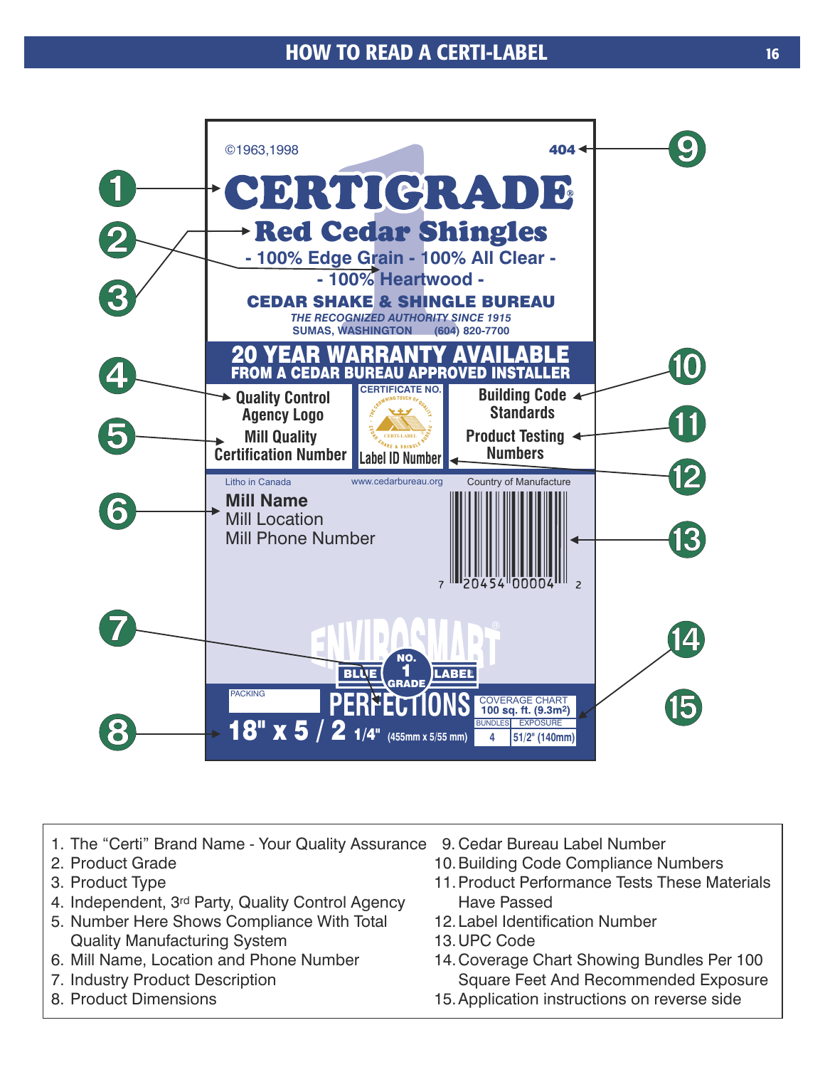# HOW TO READ A CERTI-LABEL

©1963,1998

404

**CERTIGRADE®**

**Red Cedar Shingles**

**- 100% Edge Grain - 100% All Clear -**

**- 100% Heartwood -**

**CEDAR SHAKE & SHINGLE BUREAU**

*THE RECOGNIZED AUTHORITY SINCE 1915*

SUMAS, WASHINGTON (604) 820-7700

**20 YEAR WARRANTY AVAILABLE**

**FROM A CEDAR BUREAU APPROVED INSTALLER**

| Quality Control Agency Logo / Mill Quality Certification Number | CERTIFICATE NO. / Label ID Number | Building Code Standards / Product Testing Numbers |
|---|---|---|

Litho in Canada — www.cedarbureau.org — Country of Manufacture

**Mill Name**
Mill Location
Mill Phone Number

7 20454 00004 2

ENVIROSMART® — BLUE NO. 1 GRADE LABEL

PACKING

**PERFECTIONS**

**18" x 5 / 2 1/4"** (455mm x 5/55 mm)

| COVERAGE CHART 100 sq. ft. (9.3m²) | |
|---|---|
| BUNDLES | EXPOSURE |
| 4 | 51/2" (140mm) |

1. The “Certi” Brand Name - Your Quality Assurance
2. Product Grade
3. Product Type
4. Independent, 3rd Party, Quality Control Agency
5. Number Here Shows Compliance With Total Quality Manufacturing System
6. Mill Name, Location and Phone Number
7. Industry Product Description
8. Product Dimensions
9. Cedar Bureau Label Number
10. Building Code Compliance Numbers
11. Product Performance Tests These Materials Have Passed
12. Label Identification Number
13. UPC Code
14. Coverage Chart Showing Bundles Per 100 Square Feet And Recommended Exposure
15. Application instructions on reverse side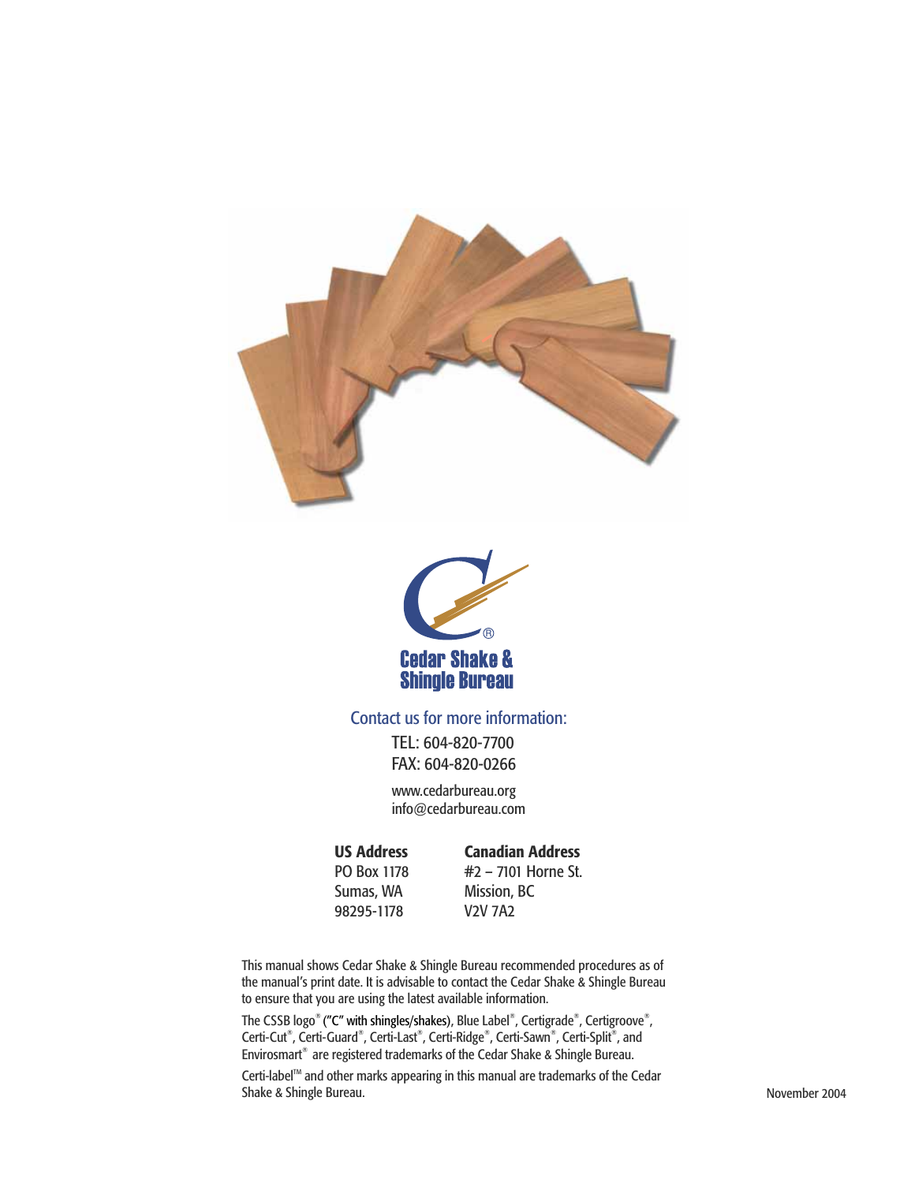Cedar Shake & Shingle Bureau

## Contact us for more information:

TEL: 604-820-7700
FAX: 604-820-0266

www.cedarbureau.org
info@cedarbureau.com

**US Address**
PO Box 1178
Sumas, WA
98295-1178

**Canadian Address**
#2 – 7101 Horne St.
Mission, BC
V2V 7A2

This manual shows Cedar Shake & Shingle Bureau recommended procedures as of the manual's print date. It is advisable to contact the Cedar Shake & Shingle Bureau to ensure that you are using the latest available information.

The CSSB logo® ("C" with shingles/shakes), Blue Label®, Certigrade®, Certigroove®, Certi-Cut®, Certi-Guard®, Certi-Last®, Certi-Ridge®, Certi-Sawn®, Certi-Split®, and Envirosmart® are registered trademarks of the Cedar Shake & Shingle Bureau.

Certi-label™ and other marks appearing in this manual are trademarks of the Cedar Shake & Shingle Bureau.

November 2004